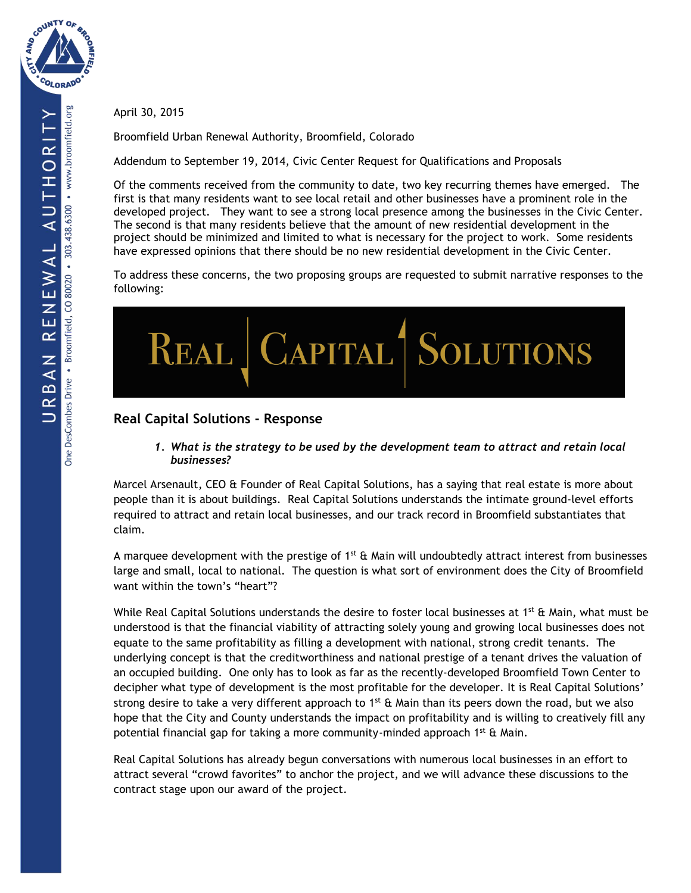April 30, 2015

Broomfield Urban Renewal Authority, Broomfield, Colorado

Addendum to September 19, 2014, Civic Center Request for Qualifications and Proposals

Of the comments received from the community to date, two key recurring themes have emerged. The first is that many residents want to see local retail and other businesses have a prominent role in the developed project. They want to see a strong local presence among the businesses in the Civic Center. The second is that many residents believe that the amount of new residential development in the project should be minimized and limited to what is necessary for the project to work. Some residents have expressed opinions that there should be no new residential development in the Civic Center.

To address these concerns, the two proposing groups are requested to submit narrative responses to the following:

REAL | CAPITAL | SOLUTIONS

## Real Capital Solutions - Response

1. ***What is the strategy to be used by the development team to attract and retain local businesses?***

Marcel Arsenault, CEO & Founder of Real Capital Solutions, has a saying that real estate is more about people than it is about buildings. Real Capital Solutions understands the intimate ground-level efforts required to attract and retain local businesses, and our track record in Broomfield substantiates that claim.

A marquee development with the prestige of 1st & Main will undoubtedly attract interest from businesses large and small, local to national. The question is what sort of environment does the City of Broomfield want within the town's "heart"?

While Real Capital Solutions understands the desire to foster local businesses at 1st & Main, what must be understood is that the financial viability of attracting solely young and growing local businesses does not equate to the same profitability as filling a development with national, strong credit tenants. The underlying concept is that the creditworthiness and national prestige of a tenant drives the valuation of an occupied building. One only has to look as far as the recently-developed Broomfield Town Center to decipher what type of development is the most profitable for the developer. It is Real Capital Solutions' strong desire to take a very different approach to 1st & Main than its peers down the road, but we also hope that the City and County understands the impact on profitability and is willing to creatively fill any potential financial gap for taking a more community-minded approach 1st & Main.

Real Capital Solutions has already begun conversations with numerous local businesses in an effort to attract several "crowd favorites" to anchor the project, and we will advance these discussions to the contract stage upon our award of the project.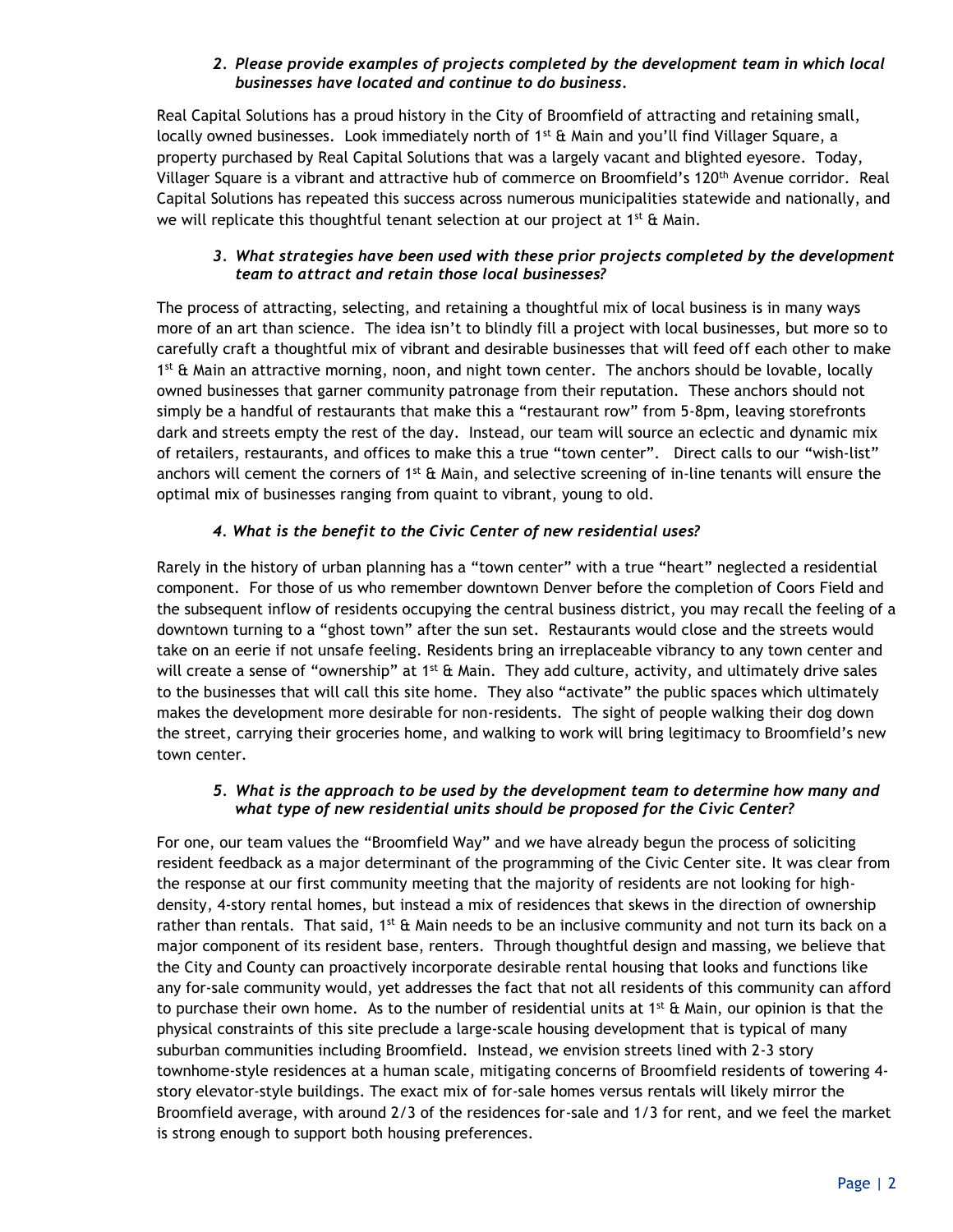### 2. *Please provide examples of projects completed by the development team in which local businesses have located and continue to do business.*

Real Capital Solutions has a proud history in the City of Broomfield of attracting and retaining small, locally owned businesses. Look immediately north of 1st & Main and you'll find Villager Square, a property purchased by Real Capital Solutions that was a largely vacant and blighted eyesore. Today, Villager Square is a vibrant and attractive hub of commerce on Broomfield's 120th Avenue corridor. Real Capital Solutions has repeated this success across numerous municipalities statewide and nationally, and we will replicate this thoughtful tenant selection at our project at 1st & Main.

### 3. *What strategies have been used with these prior projects completed by the development team to attract and retain those local businesses?*

The process of attracting, selecting, and retaining a thoughtful mix of local business is in many ways more of an art than science. The idea isn't to blindly fill a project with local businesses, but more so to carefully craft a thoughtful mix of vibrant and desirable businesses that will feed off each other to make 1st & Main an attractive morning, noon, and night town center. The anchors should be lovable, locally owned businesses that garner community patronage from their reputation. These anchors should not simply be a handful of restaurants that make this a "restaurant row" from 5-8pm, leaving storefronts dark and streets empty the rest of the day. Instead, our team will source an eclectic and dynamic mix of retailers, restaurants, and offices to make this a true "town center". Direct calls to our "wish-list" anchors will cement the corners of 1st & Main, and selective screening of in-line tenants will ensure the optimal mix of businesses ranging from quaint to vibrant, young to old.

### 4. *What is the benefit to the Civic Center of new residential uses?*

Rarely in the history of urban planning has a "town center" with a true "heart" neglected a residential component. For those of us who remember downtown Denver before the completion of Coors Field and the subsequent inflow of residents occupying the central business district, you may recall the feeling of a downtown turning to a "ghost town" after the sun set. Restaurants would close and the streets would take on an eerie if not unsafe feeling. Residents bring an irreplaceable vibrancy to any town center and will create a sense of "ownership" at 1st & Main. They add culture, activity, and ultimately drive sales to the businesses that will call this site home. They also "activate" the public spaces which ultimately makes the development more desirable for non-residents. The sight of people walking their dog down the street, carrying their groceries home, and walking to work will bring legitimacy to Broomfield's new town center.

### 5. *What is the approach to be used by the development team to determine how many and what type of new residential units should be proposed for the Civic Center?*

For one, our team values the "Broomfield Way" and we have already begun the process of soliciting resident feedback as a major determinant of the programming of the Civic Center site. It was clear from the response at our first community meeting that the majority of residents are not looking for high-density, 4-story rental homes, but instead a mix of residences that skews in the direction of ownership rather than rentals. That said, 1st & Main needs to be an inclusive community and not turn its back on a major component of its resident base, renters. Through thoughtful design and massing, we believe that the City and County can proactively incorporate desirable rental housing that looks and functions like any for-sale community would, yet addresses the fact that not all residents of this community can afford to purchase their own home. As to the number of residential units at 1st & Main, our opinion is that the physical constraints of this site preclude a large-scale housing development that is typical of many suburban communities including Broomfield. Instead, we envision streets lined with 2-3 story townhome-style residences at a human scale, mitigating concerns of Broomfield residents of towering 4-story elevator-style buildings. The exact mix of for-sale homes versus rentals will likely mirror the Broomfield average, with around 2/3 of the residences for-sale and 1/3 for rent, and we feel the market is strong enough to support both housing preferences.